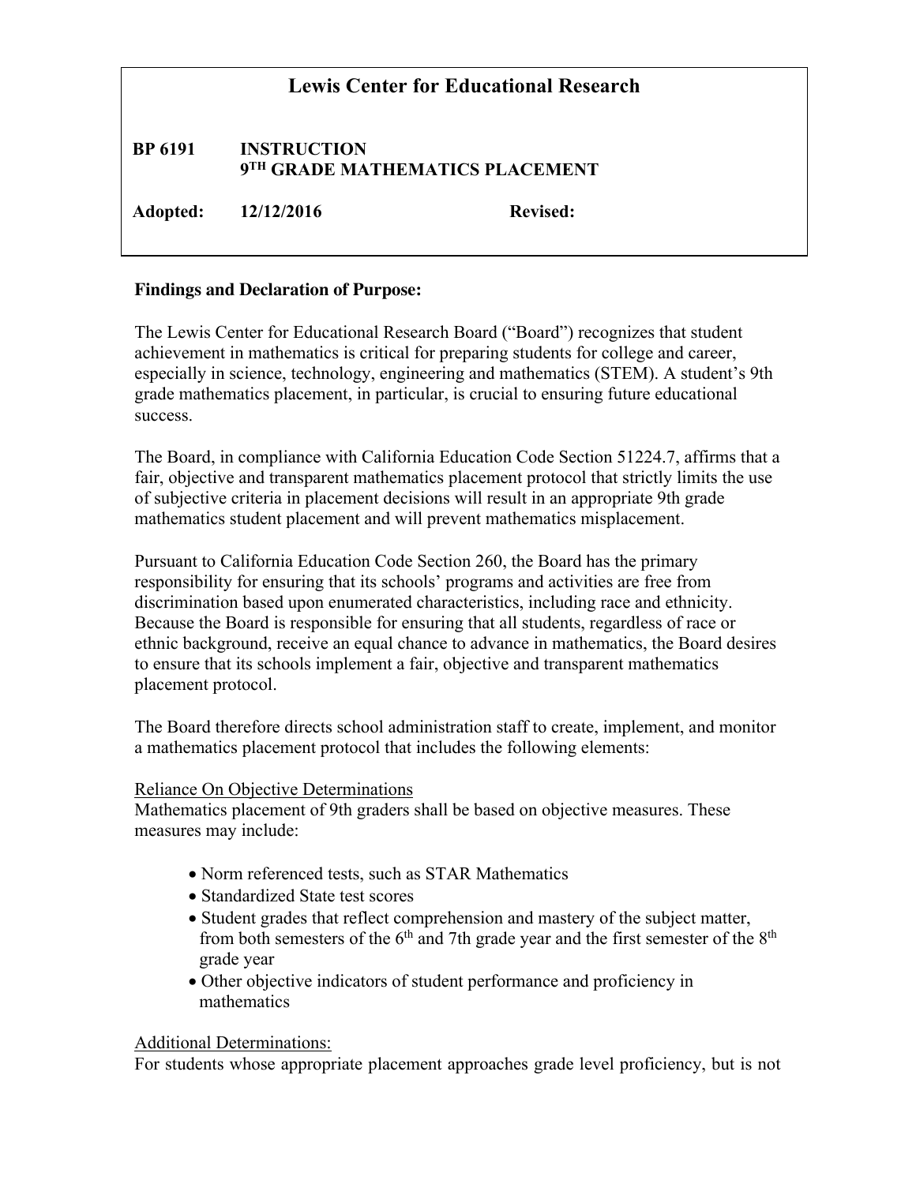# Lewis Center for Educational Research

**BP 6191 INSTRUCTION**
**9TH GRADE MATHEMATICS PLACEMENT**

**Adopted:** 12/12/2016 **Revised:**

**Findings and Declaration of Purpose:**

The Lewis Center for Educational Research Board ("Board") recognizes that student achievement in mathematics is critical for preparing students for college and career, especially in science, technology, engineering and mathematics (STEM). A student's 9th grade mathematics placement, in particular, is crucial to ensuring future educational success.

The Board, in compliance with California Education Code Section 51224.7, affirms that a fair, objective and transparent mathematics placement protocol that strictly limits the use of subjective criteria in placement decisions will result in an appropriate 9th grade mathematics student placement and will prevent mathematics misplacement.

Pursuant to California Education Code Section 260, the Board has the primary responsibility for ensuring that its schools' programs and activities are free from discrimination based upon enumerated characteristics, including race and ethnicity. Because the Board is responsible for ensuring that all students, regardless of race or ethnic background, receive an equal chance to advance in mathematics, the Board desires to ensure that its schools implement a fair, objective and transparent mathematics placement protocol.

The Board therefore directs school administration staff to create, implement, and monitor a mathematics placement protocol that includes the following elements:

Reliance On Objective Determinations

Mathematics placement of 9th graders shall be based on objective measures. These measures may include:

- Norm referenced tests, such as STAR Mathematics
- Standardized State test scores
- Student grades that reflect comprehension and mastery of the subject matter, from both semesters of the 6th and 7th grade year and the first semester of the 8th grade year
- Other objective indicators of student performance and proficiency in mathematics

Additional Determinations:

For students whose appropriate placement approaches grade level proficiency, but is not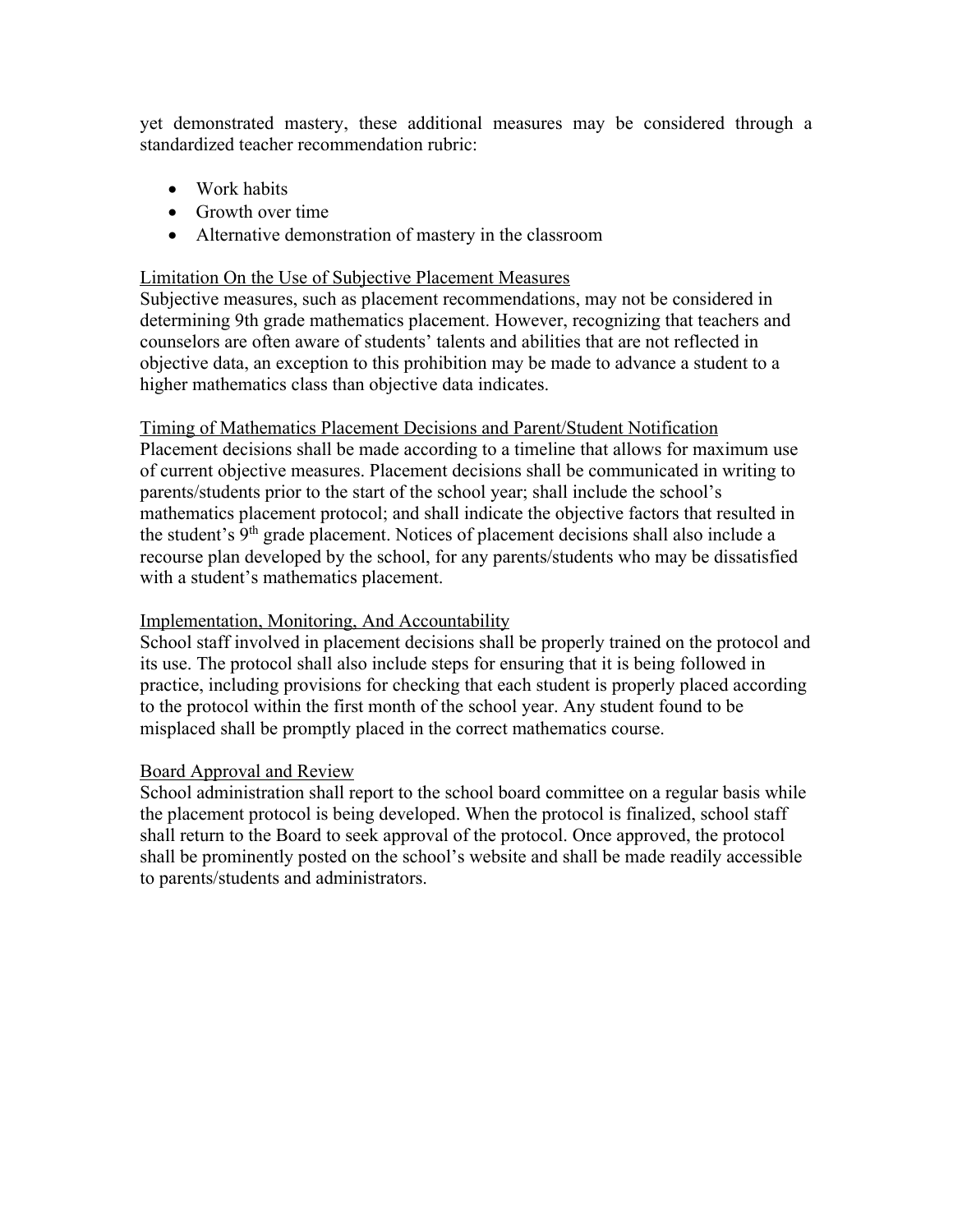yet demonstrated mastery, these additional measures may be considered through a standardized teacher recommendation rubric:

- Work habits
- Growth over time
- Alternative demonstration of mastery in the classroom

<u>Limitation On the Use of Subjective Placement Measures</u>
Subjective measures, such as placement recommendations, may not be considered in determining 9th grade mathematics placement. However, recognizing that teachers and counselors are often aware of students' talents and abilities that are not reflected in objective data, an exception to this prohibition may be made to advance a student to a higher mathematics class than objective data indicates.

<u>Timing of Mathematics Placement Decisions and Parent/Student Notification</u>
Placement decisions shall be made according to a timeline that allows for maximum use of current objective measures. Placement decisions shall be communicated in writing to parents/students prior to the start of the school year; shall include the school's mathematics placement protocol; and shall indicate the objective factors that resulted in the student's 9th grade placement. Notices of placement decisions shall also include a recourse plan developed by the school, for any parents/students who may be dissatisfied with a student's mathematics placement.

<u>Implementation, Monitoring, And Accountability</u>
School staff involved in placement decisions shall be properly trained on the protocol and its use. The protocol shall also include steps for ensuring that it is being followed in practice, including provisions for checking that each student is properly placed according to the protocol within the first month of the school year. Any student found to be misplaced shall be promptly placed in the correct mathematics course.

<u>Board Approval and Review</u>
School administration shall report to the school board committee on a regular basis while the placement protocol is being developed. When the protocol is finalized, school staff shall return to the Board to seek approval of the protocol. Once approved, the protocol shall be prominently posted on the school's website and shall be made readily accessible to parents/students and administrators.